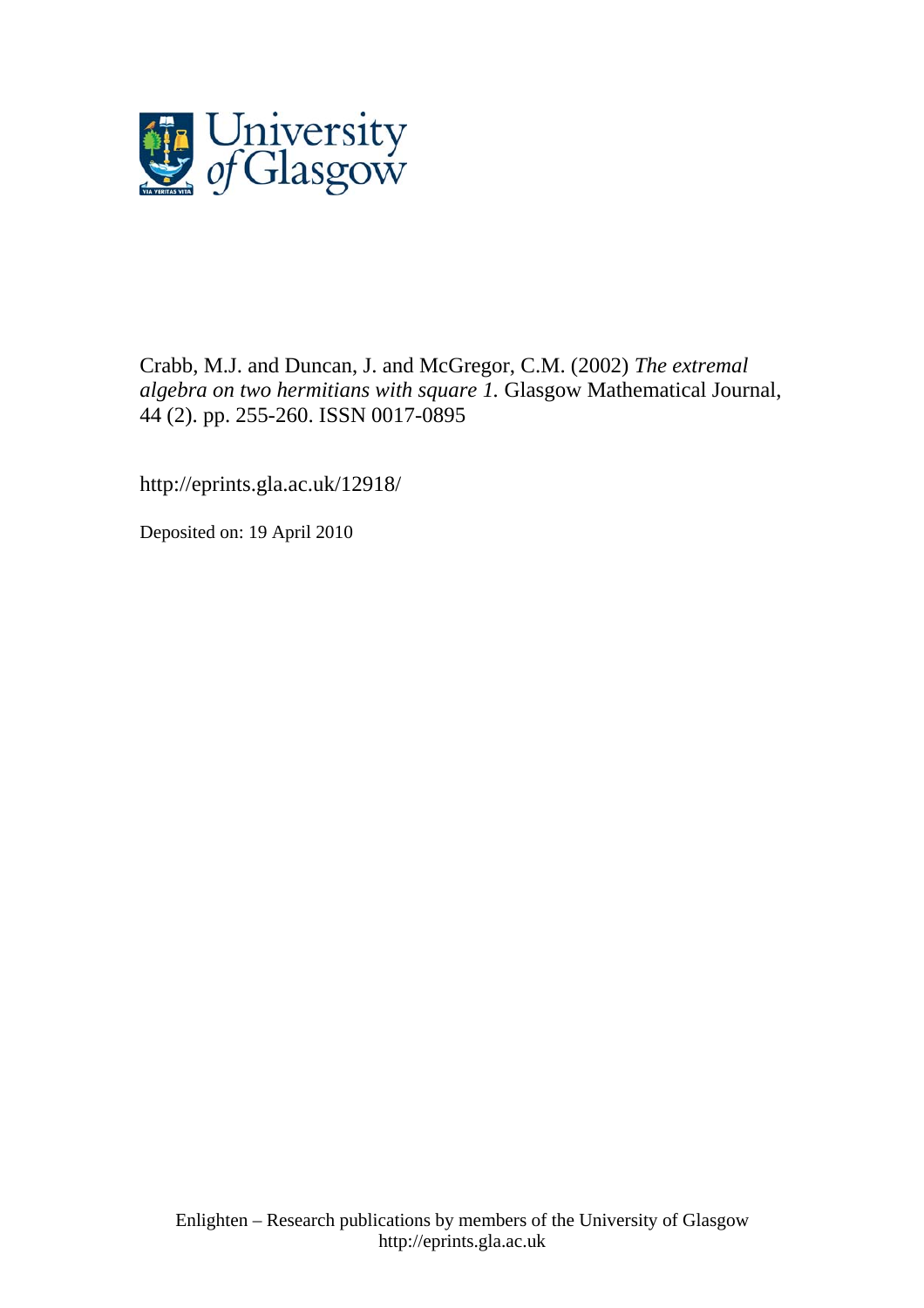Crabb, M.J. and Duncan, J. and McGregor, C.M. (2002) *The extremal algebra on two hermitians with square 1.* Glasgow Mathematical Journal, 44 (2). pp. 255-260. ISSN 0017-0895

http://eprints.gla.ac.uk/12918/

Deposited on: 19 April 2010

Enlighten – Research publications by members of the University of Glasgow
http://eprints.gla.ac.uk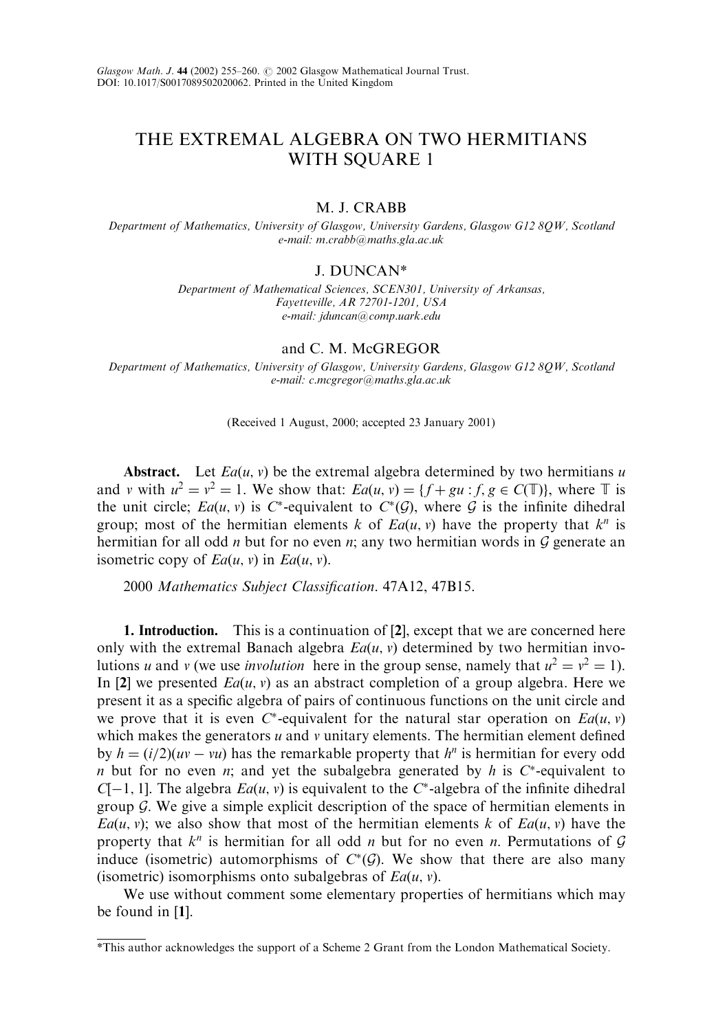# THE EXTREMAL ALGEBRA ON TWO HERMITIANS WITH SQUARE 1

M. J. CRABB

*Department of Mathematics, University of Glasgow, University Gardens, Glasgow G12 8QW, Scotland*
*e-mail: m.crabb@maths.gla.ac.uk*

J. DUNCAN*

*Department of Mathematical Sciences, SCEN301, University of Arkansas, Fayetteville, AR 72701-1201, USA*
*e-mail: jduncan@comp.uark.edu*

and C. M. McGREGOR

*Department of Mathematics, University of Glasgow, University Gardens, Glasgow G12 8QW, Scotland*
*e-mail: c.mcgregor@maths.gla.ac.uk*

(Received 1 August, 2000; accepted 23 January 2001)

**Abstract.** Let $Ea(u, v)$ be the extremal algebra determined by two hermitians $u$ and $v$ with $u^2 = v^2 = 1$. We show that: $Ea(u, v) = \{f + gu : f, g \in C(\mathbb{T})\}$, where $\mathbb{T}$ is the unit circle; $Ea(u, v)$ is $C^*$-equivalent to $C^*(\mathcal{G})$, where $\mathcal{G}$ is the infinite dihedral group; most of the hermitian elements $k$ of $Ea(u, v)$ have the property that $k^n$ is hermitian for all odd $n$ but for no even $n$; any two hermitian words in $\mathcal{G}$ generate an isometric copy of $Ea(u, v)$ in $Ea(u, v)$.

2000 *Mathematics Subject Classification*. 47A12, 47B15.

**1. Introduction.** This is a continuation of **[2]**, except that we are concerned here only with the extremal Banach algebra $Ea(u, v)$ determined by two hermitian involutions $u$ and $v$ (we use *involution* here in the group sense, namely that $u^2 = v^2 = 1$). In **[2]** we presented $Ea(u, v)$ as an abstract completion of a group algebra. Here we present it as a specific algebra of pairs of continuous functions on the unit circle and we prove that it is even $C^*$-equivalent for the natural star operation on $Ea(u, v)$ which makes the generators $u$ and $v$ unitary elements. The hermitian element defined by $h = (i/2)(uv - vu)$ has the remarkable property that $h^n$ is hermitian for every odd $n$ but for no even $n$; and yet the subalgebra generated by $h$ is $C^*$-equivalent to $C[-1, 1]$. The algebra $Ea(u, v)$ is equivalent to the $C^*$-algebra of the infinite dihedral group $\mathcal{G}$. We give a simple explicit description of the space of hermitian elements in $Ea(u, v)$; we also show that most of the hermitian elements $k$ of $Ea(u, v)$ have the property that $k^n$ is hermitian for all odd $n$ but for no even $n$. Permutations of $\mathcal{G}$ induce (isometric) automorphisms of $C^*(\mathcal{G})$. We show that there are also many (isometric) isomorphisms onto subalgebras of $Ea(u, v)$.

We use without comment some elementary properties of hermitians which may be found in **[1]**.

*This author acknowledges the support of a Scheme 2 Grant from the London Mathematical Society.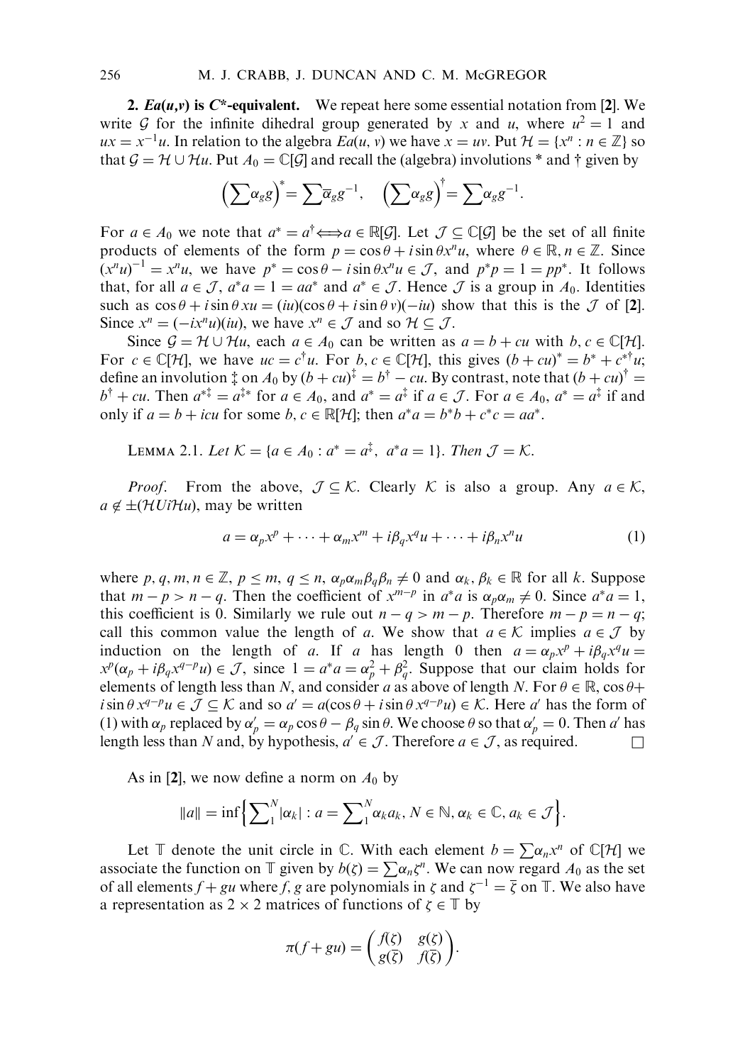## 2. $Ea(u,v)$ is $C^*$-equivalent.

We repeat here some essential notation from [2]. We write $\mathcal{G}$ for the infinite dihedral group generated by $x$ and $u$, where $u^2 = 1$ and $ux = x^{-1}u$. In relation to the algebra $Ea(u, v)$ we have $x = uv$. Put $\mathcal{H} = \{x^n : n \in \mathbb{Z}\}$ so that $\mathcal{G} = \mathcal{H} \cup \mathcal{H}u$. Put $A_0 = \mathbb{C}[\mathcal{G}]$ and recall the (algebra) involutions * and † given by

$$\left(\sum \alpha_g g\right)^* = \sum \overline{\alpha}_g g^{-1}, \quad \left(\sum \alpha_g g\right)^\dagger = \sum \alpha_g g^{-1}.$$

For $a \in A_0$ we note that $a^* = a^\dagger \Longleftrightarrow a \in \mathbb{R}[\mathcal{G}]$. Let $\mathcal{J} \subseteq \mathbb{C}[\mathcal{G}]$ be the set of all finite products of elements of the form $p = \cos\theta + i\sin\theta x^n u$, where $\theta \in \mathbb{R}, n \in \mathbb{Z}$. Since $(x^n u)^{-1} = x^n u$, we have $p^* = \cos\theta - i\sin\theta x^n u \in \mathcal{J}$, and $p^* p = 1 = pp^*$. It follows that, for all $a \in \mathcal{J}$, $a^* a = 1 = aa^*$ and $a^* \in \mathcal{J}$. Hence $\mathcal{J}$ is a group in $A_0$. Identities such as $\cos\theta + i\sin\theta\, xu = (iu)(\cos\theta + i\sin\theta\, v)(-iu)$ show that this is the $\mathcal{J}$ of [2]. Since $x^n = (-ix^n u)(iu)$, we have $x^n \in \mathcal{J}$ and so $\mathcal{H} \subseteq \mathcal{J}$.

Since $\mathcal{G} = \mathcal{H} \cup \mathcal{H}u$, each $a \in A_0$ can be written as $a = b + cu$ with $b, c \in \mathbb{C}[\mathcal{H}]$. For $c \in \mathbb{C}[\mathcal{H}]$, we have $uc = c^\dagger u$. For $b, c \in \mathbb{C}[\mathcal{H}]$, this gives $(b + cu)^* = b^* + c^{*\dagger} u$; define an involution ‡ on $A_0$ by $(b + cu)^\ddagger = b^\dagger - cu$. By contrast, note that $(b + cu)^\dagger = b^\dagger + cu$. Then $a^{*\ddagger} = a^{\ddagger *}$ for $a \in A_0$, and $a^* = a^\ddagger$ if $a \in \mathcal{J}$. For $a \in A_0$, $a^* = a^\ddagger$ if and only if $a = b + icu$ for some $b, c \in \mathbb{R}[\mathcal{H}]$; then $a^* a = b^* b + c^* c = aa^*$.

LEMMA 2.1. *Let $\mathcal{K} = \{a \in A_0 : a^* = a^\ddagger,\ a^* a = 1\}$. Then $\mathcal{J} = \mathcal{K}$.*

*Proof*. From the above, $\mathcal{J} \subseteq \mathcal{K}$. Clearly $\mathcal{K}$ is also a group. Any $a \in \mathcal{K}$, $a \notin \pm(\mathcal{H} U i\mathcal{H}u)$, may be written

$$a = \alpha_p x^p + \cdots + \alpha_m x^m + i\beta_q x^q u + \cdots + i\beta_n x^n u \tag{1}$$

where $p, q, m, n \in \mathbb{Z}$, $p \leq m$, $q \leq n$, $\alpha_p \alpha_m \beta_q \beta_n \neq 0$ and $\alpha_k, \beta_k \in \mathbb{R}$ for all $k$. Suppose that $m - p > n - q$. Then the coefficient of $x^{m-p}$ in $a^* a$ is $\alpha_p \alpha_m \neq 0$. Since $a^* a = 1$, this coefficient is 0. Similarly we rule out $n - q > m - p$. Therefore $m - p = n - q$; call this common value the length of $a$. We show that $a \in \mathcal{K}$ implies $a \in \mathcal{J}$ by induction on the length of $a$. If $a$ has length 0 then $a = \alpha_p x^p + i\beta_q x^q u = x^p(\alpha_p + i\beta_q x^{q-p} u) \in \mathcal{J}$, since $1 = a^* a = \alpha_p^2 + \beta_q^2$. Suppose that our claim holds for elements of length less than $N$, and consider $a$ as above of length $N$. For $\theta \in \mathbb{R}$, $\cos\theta + i\sin\theta\, x^{q-p} u \in \mathcal{J} \subseteq \mathcal{K}$ and so $a' = a(\cos\theta + i\sin\theta\, x^{q-p} u) \in \mathcal{K}$. Here $a'$ has the form of (1) with $\alpha_p$ replaced by $\alpha'_p = \alpha_p \cos\theta - \beta_q \sin\theta$. We choose $\theta$ so that $\alpha'_p = 0$. Then $a'$ has length less than $N$ and, by hypothesis, $a' \in \mathcal{J}$. Therefore $a \in \mathcal{J}$, as required. $\square$

As in [2], we now define a norm on $A_0$ by

$$\|a\| = \inf\left\{\sum_1^N |\alpha_k| : a = \sum_1^N \alpha_k a_k,\ N \in \mathbb{N},\ \alpha_k \in \mathbb{C},\ a_k \in \mathcal{J}\right\}.$$

Let $\mathbb{T}$ denote the unit circle in $\mathbb{C}$. With each element $b = \sum \alpha_n x^n$ of $\mathbb{C}[\mathcal{H}]$ we associate the function on $\mathbb{T}$ given by $b(\zeta) = \sum \alpha_n \zeta^n$. We can now regard $A_0$ as the set of all elements $f + gu$ where $f, g$ are polynomials in $\zeta$ and $\zeta^{-1} = \overline{\zeta}$ on $\mathbb{T}$. We also have a representation as $2 \times 2$ matrices of functions of $\zeta \in \mathbb{T}$ by

$$\pi(f + gu) = \begin{pmatrix} f(\zeta) & g(\zeta) \\ g(\overline{\zeta}) & f(\overline{\zeta}) \end{pmatrix}.$$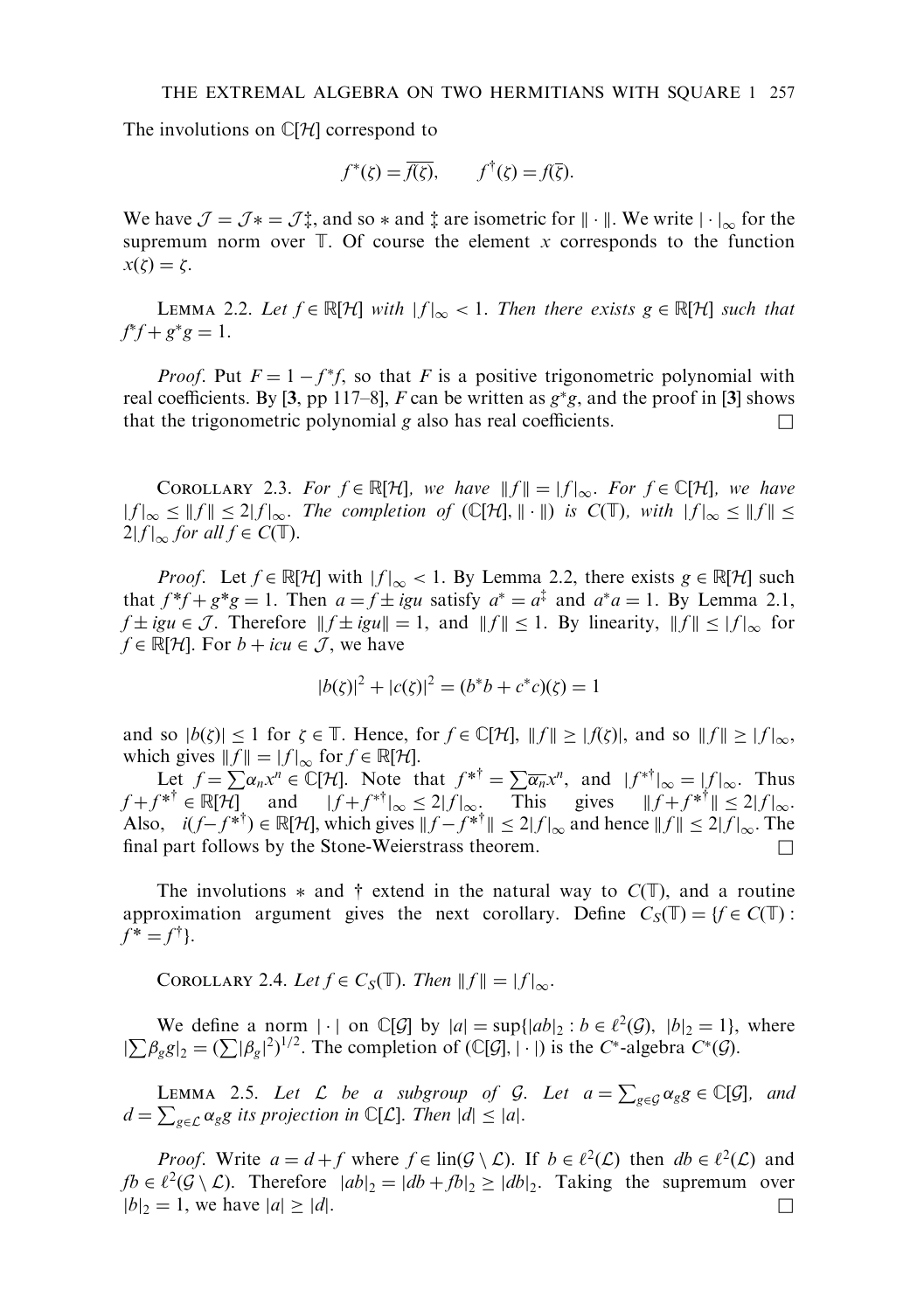The involutions on $\mathbb{C}[\mathcal{H}]$ correspond to

$$f^*(\zeta) = \overline{f(\zeta)}, \qquad f^\dagger(\zeta) = f(\overline{\zeta}).$$

We have $\mathcal{J} = \mathcal{J}* = \mathcal{J}\ddagger$, and so $*$ and $\ddagger$ are isometric for $\|\cdot\|$. We write $|\cdot|_\infty$ for the supremum norm over $\mathbb{T}$. Of course the element $x$ corresponds to the function $x(\zeta) = \zeta$.

LEMMA 2.2. *Let $f \in \mathbb{R}[\mathcal{H}]$ with $|f|_\infty < 1$. Then there exists $g \in \mathbb{R}[\mathcal{H}]$ such that $f^*f + g^*g = 1$.*

*Proof.* Put $F = 1 - f^*f$, so that $F$ is a positive trigonometric polynomial with real coefficients. By [**3**, pp 117–8], $F$ can be written as $g^*g$, and the proof in [**3**] shows that the trigonometric polynomial $g$ also has real coefficients. $\square$

COROLLARY 2.3. *For $f \in \mathbb{R}[\mathcal{H}]$, we have $\|f\| = |f|_\infty$. For $f \in \mathbb{C}[\mathcal{H}]$, we have $|f|_\infty \le \|f\| \le 2|f|_\infty$. The completion of $(\mathbb{C}[\mathcal{H}], \|\cdot\|)$ is $C(\mathbb{T})$, with $|f|_\infty \le \|f\| \le 2|f|_\infty$ for all $f \in C(\mathbb{T})$.*

*Proof.* Let $f \in \mathbb{R}[\mathcal{H}]$ with $|f|_\infty < 1$. By Lemma 2.2, there exists $g \in \mathbb{R}[\mathcal{H}]$ such that $f^*f + g^*g = 1$. Then $a = f \pm igu$ satisfy $a^* = a^\ddagger$ and $a^*a = 1$. By Lemma 2.1, $f \pm igu \in \mathcal{J}$. Therefore $\|f \pm igu\| = 1$, and $\|f\| \le 1$. By linearity, $\|f\| \le |f|_\infty$ for $f \in \mathbb{R}[\mathcal{H}]$. For $b + icu \in \mathcal{J}$, we have

$$|b(\zeta)|^2 + |c(\zeta)|^2 = (b^*b + c^*c)(\zeta) = 1$$

and so $|b(\zeta)| \le 1$ for $\zeta \in \mathbb{T}$. Hence, for $f \in \mathbb{C}[\mathcal{H}]$, $\|f\| \ge |f(\zeta)|$, and so $\|f\| \ge |f|_\infty$, which gives $\|f\| = |f|_\infty$ for $f \in \mathbb{R}[\mathcal{H}]$.

Let $f = \sum \alpha_n x^n \in \mathbb{C}[\mathcal{H}]$. Note that $f^{*\dagger} = \sum \overline{\alpha_n} x^n$, and $|f^{*\dagger}|_\infty = |f|_\infty$. Thus $f + f^{*\dagger} \in \mathbb{R}[\mathcal{H}]$ and $|f + f^{*\dagger}|_\infty \le 2|f|_\infty$. This gives $\|f + f^{*\dagger}\| \le 2|f|_\infty$. Also, $i(f - f^{*\dagger}) \in \mathbb{R}[\mathcal{H}]$, which gives $\|f - f^{*\dagger}\| \le 2|f|_\infty$ and hence $\|f\| \le 2|f|_\infty$. The final part follows by the Stone-Weierstrass theorem. $\square$

The involutions $*$ and $\dagger$ extend in the natural way to $C(\mathbb{T})$, and a routine approximation argument gives the next corollary. Define $C_S(\mathbb{T}) = \{f \in C(\mathbb{T}) : f^* = f^\dagger\}$.

COROLLARY 2.4. *Let $f \in C_S(\mathbb{T})$. Then $\|f\| = |f|_\infty$.*

We define a norm $|\cdot|$ on $\mathbb{C}[\mathcal{G}]$ by $|a| = \sup\{|ab|_2 : b \in \ell^2(\mathcal{G}),\ |b|_2 = 1\}$, where $|\sum \beta_g g|_2 = (\sum |\beta_g|^2)^{1/2}$. The completion of $(\mathbb{C}[\mathcal{G}], |\cdot|)$ is the $C^*$-algebra $C^*(\mathcal{G})$.

LEMMA 2.5. *Let $\mathcal{L}$ be a subgroup of $\mathcal{G}$. Let $a = \sum_{g \in \mathcal{G}} \alpha_g g \in \mathbb{C}[\mathcal{G}]$, and $d = \sum_{g \in \mathcal{L}} \alpha_g g$ its projection in $\mathbb{C}[\mathcal{L}]$. Then $|d| \le |a|$.*

*Proof.* Write $a = d + f$ where $f \in \operatorname{lin}(\mathcal{G} \setminus \mathcal{L})$. If $b \in \ell^2(\mathcal{L})$ then $db \in \ell^2(\mathcal{L})$ and $fb \in \ell^2(\mathcal{G} \setminus \mathcal{L})$. Therefore $|ab|_2 = |db + fb|_2 \ge |db|_2$. Taking the supremum over $|b|_2 = 1$, we have $|a| \ge |d|$. $\square$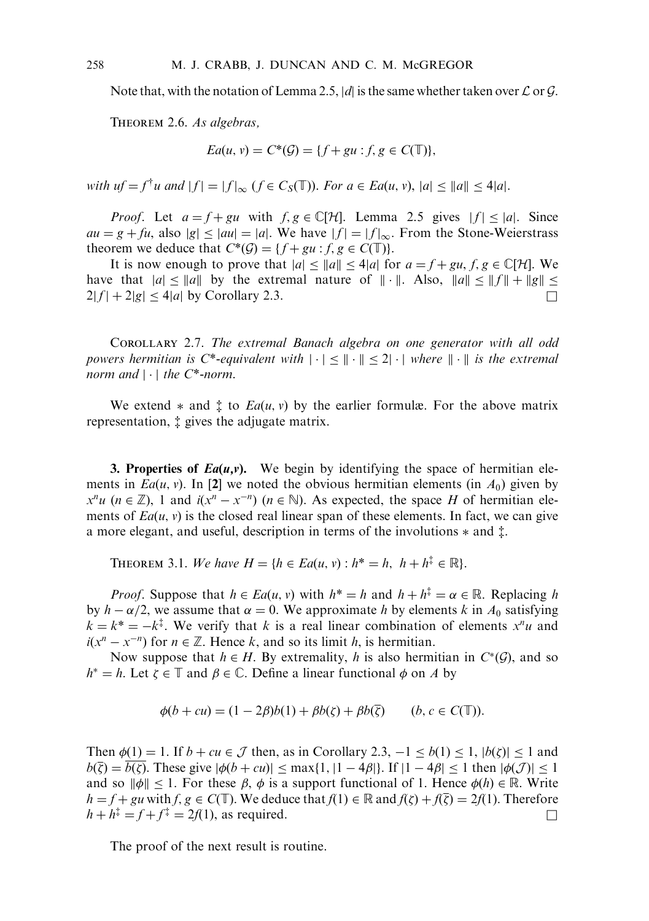Note that, with the notation of Lemma 2.5, $|d|$ is the same whether taken over $\mathcal{L}$ or $\mathcal{G}$.

THEOREM 2.6. *As algebras,*

$$Ea(u, v) = C^*(\mathcal{G}) = \{f + gu : f, g \in C(\mathbb{T})\},$$

*with* $uf = f^\dagger u$ *and* $|f| = |f|_\infty$ $(f \in C_S(\mathbb{T}))$. *For* $a \in Ea(u, v)$, $|a| \le \|a\| \le 4|a|$.

*Proof*. Let $a = f + gu$ with $f, g \in \mathbb{C}[\mathcal{H}]$. Lemma 2.5 gives $|f| \le |a|$. Since $au = g + fu$, also $|g| \le |au| = |a|$. We have $|f| = |f|_\infty$. From the Stone-Weierstrass theorem we deduce that $C^*(\mathcal{G}) = \{f + gu : f, g \in C(\mathbb{T})\}$.

It is now enough to prove that $|a| \le \|a\| \le 4|a|$ for $a = f + gu$, $f, g \in \mathbb{C}[\mathcal{H}]$. We have that $|a| \le \|a\|$ by the extremal nature of $\|\cdot\|$. Also, $\|a\| \le \|f\| + \|g\| \le 2|f| + 2|g| \le 4|a|$ by Corollary 2.3. $\square$

COROLLARY 2.7. *The extremal Banach algebra on one generator with all odd powers hermitian is C\*-equivalent with* $|\cdot| \le \|\cdot\| \le 2|\cdot|$ *where* $\|\cdot\|$ *is the extremal norm and* $|\cdot|$ *the C\*-norm.*

We extend $*$ and $\ddagger$ to $Ea(u, v)$ by the earlier formulæ. For the above matrix representation, $\ddagger$ gives the adjugate matrix.

## 3. Properties of *Ea(u,v)*.

We begin by identifying the space of hermitian elements in $Ea(u, v)$. In **[2]** we noted the obvious hermitian elements (in $A_0$) given by $x^n u$ $(n \in \mathbb{Z})$, 1 and $i(x^n - x^{-n})$ $(n \in \mathbb{N})$. As expected, the space $H$ of hermitian elements of $Ea(u, v)$ is the closed real linear span of these elements. In fact, we can give a more elegant, and useful, description in terms of the involutions $*$ and $\ddagger$.

THEOREM 3.1. *We have* $H = \{h \in Ea(u, v) : h^* = h,\ h + h^\ddagger \in \mathbb{R}\}$.

*Proof*. Suppose that $h \in Ea(u, v)$ with $h^* = h$ and $h + h^\ddagger = \alpha \in \mathbb{R}$. Replacing $h$ by $h - \alpha/2$, we assume that $\alpha = 0$. We approximate $h$ by elements $k$ in $A_0$ satisfying $k = k^* = -k^\ddagger$. We verify that $k$ is a real linear combination of elements $x^n u$ and $i(x^n - x^{-n})$ for $n \in \mathbb{Z}$. Hence $k$, and so its limit $h$, is hermitian.

Now suppose that $h \in H$. By extremality, $h$ is also hermitian in $C^*(\mathcal{G})$, and so $h^* = h$. Let $\zeta \in \mathbb{T}$ and $\beta \in \mathbb{C}$. Define a linear functional $\phi$ on $A$ by

$$\phi(b + cu) = (1 - 2\beta)b(1) + \beta b(\zeta) + \beta b(\overline{\zeta}) \qquad (b, c \in C(\mathbb{T})).$$

Then $\phi(1) = 1$. If $b + cu \in \mathcal{J}$ then, as in Corollary 2.3, $-1 \le b(1) \le 1$, $|b(\zeta)| \le 1$ and $b(\overline{\zeta}) = \overline{b(\zeta)}$. These give $|\phi(b + cu)| \le \max\{1, |1 - 4\beta|\}$. If $|1 - 4\beta| \le 1$ then $|\phi(\mathcal{J})| \le 1$ and so $\|\phi\| \le 1$. For these $\beta$, $\phi$ is a support functional of 1. Hence $\phi(h) \in \mathbb{R}$. Write $h = f + gu$ with $f, g \in C(\mathbb{T})$. We deduce that $f(1) \in \mathbb{R}$ and $f(\zeta) + f(\overline{\zeta}) = 2f(1)$. Therefore $h + h^\ddagger = f + f^\ddagger = 2f(1)$, as required. $\square$

The proof of the next result is routine.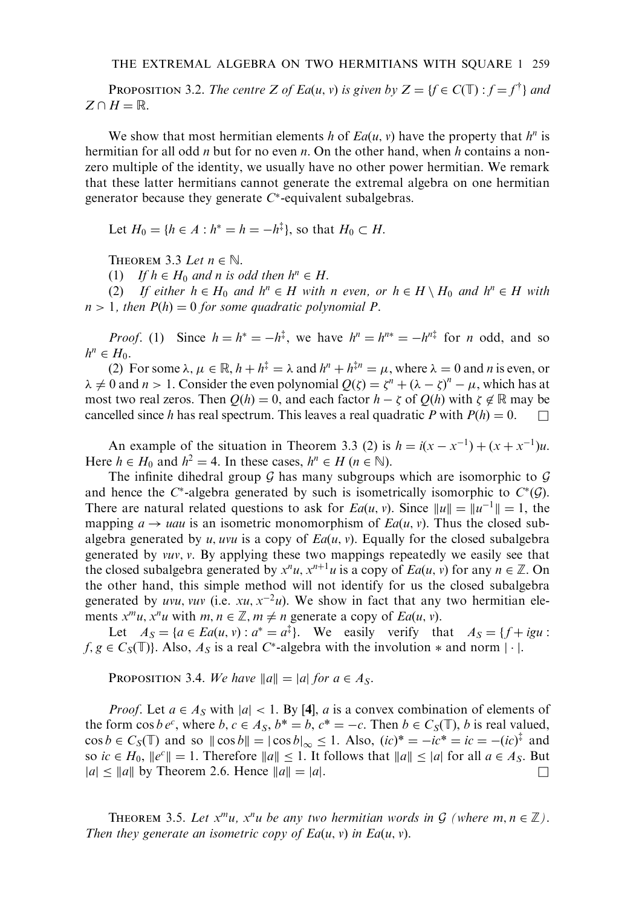**Proposition 3.2.** *The centre $Z$ of $Ea(u, v)$ is given by $Z = \{f \in C(\mathbb{T}) : f = f^{\dagger}\}$ and $Z \cap H = \mathbb{R}$.*

We show that most hermitian elements $h$ of $Ea(u, v)$ have the property that $h^n$ is hermitian for all odd $n$ but for no even $n$. On the other hand, when $h$ contains a non-zero multiple of the identity, we usually have no other power hermitian. We remark that these latter hermitians cannot generate the extremal algebra on one hermitian generator because they generate $C^*$-equivalent subalgebras.

Let $H_0 = \{h \in A : h^* = h = -h^{\ddagger}\}$, so that $H_0 \subset H$.

**Theorem 3.3** *Let $n \in \mathbb{N}$.*

(1) *If $h \in H_0$ and $n$ is odd then $h^n \in H$.*

(2) *If either $h \in H_0$ and $h^n \in H$ with $n$ even, or $h \in H \setminus H_0$ and $h^n \in H$ with $n > 1$, then $P(h) = 0$ for some quadratic polynomial $P$.*

*Proof.* (1) Since $h = h^* = -h^{\ddagger}$, we have $h^n = h^{n*} = -h^{n\ddagger}$ for $n$ odd, and so $h^n \in H_0$.

(2) For some $\lambda, \mu \in \mathbb{R}$, $h + h^{\ddagger} = \lambda$ and $h^n + h^{\ddagger n} = \mu$, where $\lambda = 0$ and $n$ is even, or $\lambda \neq 0$ and $n > 1$. Consider the even polynomial $Q(\zeta) = \zeta^n + (\lambda - \zeta)^n - \mu$, which has at most two real zeros. Then $Q(h) = 0$, and each factor $h - \zeta$ of $Q(h)$ with $\zeta \notin \mathbb{R}$ may be cancelled since $h$ has real spectrum. This leaves a real quadratic $P$ with $P(h) = 0$. $\square$

An example of the situation in Theorem 3.3 (2) is $h = i(x - x^{-1}) + (x + x^{-1})u$. Here $h \in H_0$ and $h^2 = 4$. In these cases, $h^n \in H$ $(n \in \mathbb{N})$.

The infinite dihedral group $\mathcal{G}$ has many subgroups which are isomorphic to $\mathcal{G}$ and hence the $C^*$-algebra generated by such is isometrically isomorphic to $C^*(\mathcal{G})$. There are natural related questions to ask for $Ea(u, v)$. Since $\|u\| = \|u^{-1}\| = 1$, the mapping $a \to uau$ is an isometric monomorphism of $Ea(u, v)$. Thus the closed subalgebra generated by $u$, $uvu$ is a copy of $Ea(u, v)$. Equally for the closed subalgebra generated by $vuv$, $v$. By applying these two mappings repeatedly we easily see that the closed subalgebra generated by $x^n u$, $x^{n+1}u$ is a copy of $Ea(u, v)$ for any $n \in \mathbb{Z}$. On the other hand, this simple method will not identify for us the closed subalgebra generated by $uvu$, $vuv$ (i.e. $xu$, $x^{-2}u$). We show in fact that any two hermitian elements $x^m u$, $x^n u$ with $m, n \in \mathbb{Z}$, $m \neq n$ generate a copy of $Ea(u, v)$.

Let $A_S = \{a \in Ea(u, v) : a^* = a^{\ddagger}\}$. We easily verify that $A_S = \{f + igu : f, g \in C_S(\mathbb{T})\}$. Also, $A_S$ is a real $C^*$-algebra with the involution $*$ and norm $|\cdot|$.

**Proposition 3.4.** *We have $\|a\| = |a|$ for $a \in A_S$.*

*Proof.* Let $a \in A_S$ with $|a| < 1$. By **[4]**, $a$ is a convex combination of elements of the form $\cos b\, e^c$, where $b, c \in A_S$, $b^* = b$, $c^* = -c$. Then $b \in C_S(\mathbb{T})$, $b$ is real valued, $\cos b \in C_S(\mathbb{T})$ and so $\|\cos b\| = |\cos b|_\infty \leq 1$. Also, $(ic)^* = -ic^* = ic = -(ic)^{\ddagger}$ and so $ic \in H_0$, $\|e^c\| = 1$. Therefore $\|a\| \leq 1$. It follows that $\|a\| \leq |a|$ for all $a \in A_S$. But $|a| \leq \|a\|$ by Theorem 2.6. Hence $\|a\| = |a|$. $\square$

**Theorem 3.5.** *Let $x^m u$, $x^n u$ be any two hermitian words in $\mathcal{G}$ (where $m, n \in \mathbb{Z}$). Then they generate an isometric copy of $Ea(u, v)$ in $Ea(u, v)$.*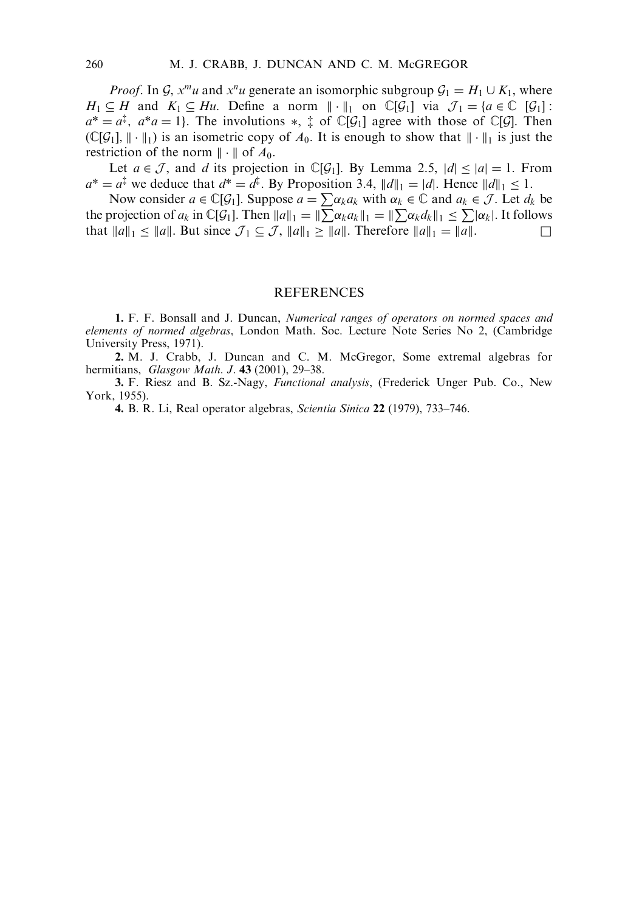*Proof*. In $\mathcal{G}$, $x^m u$ and $x^n u$ generate an isomorphic subgroup $\mathcal{G}_1 = H_1 \cup K_1$, where $H_1 \subseteq H$ and $K_1 \subseteq Hu$. Define a norm $\|\cdot\|_1$ on $\mathbb{C}[\mathcal{G}_1]$ via $\mathcal{J}_1 = \{a \in \mathbb{C}\ [\mathcal{G}_1] : a^* = a^\ddagger,\ a^*a = 1\}$. The involutions $*$, $\ddagger$ of $\mathbb{C}[\mathcal{G}_1]$ agree with those of $\mathbb{C}[\mathcal{G}]$. Then $(\mathbb{C}[\mathcal{G}_1], \|\cdot\|_1)$ is an isometric copy of $A_0$. It is enough to show that $\|\cdot\|_1$ is just the restriction of the norm $\|\cdot\|$ of $A_0$.

Let $a \in \mathcal{J}$, and $d$ its projection in $\mathbb{C}[\mathcal{G}_1]$. By Lemma 2.5, $|d| \leq |a| = 1$. From $a^* = a^\ddagger$ we deduce that $d^* = d^\ddagger$. By Proposition 3.4, $\|d\|_1 = |d|$. Hence $\|d\|_1 \leq 1$.

Now consider $a \in \mathbb{C}[\mathcal{G}_1]$. Suppose $a = \sum \alpha_k a_k$ with $\alpha_k \in \mathbb{C}$ and $a_k \in \mathcal{J}$. Let $d_k$ be the projection of $a_k$ in $\mathbb{C}[\mathcal{G}_1]$. Then $\|a\|_1 = \|\sum \alpha_k a_k\|_1 = \|\sum \alpha_k d_k\|_1 \leq \sum |\alpha_k|$. It follows that $\|a\|_1 \leq \|a\|$. But since $\mathcal{J}_1 \subseteq \mathcal{J}$, $\|a\|_1 \geq \|a\|$. Therefore $\|a\|_1 = \|a\|$. $\square$

## REFERENCES

**1.** F. F. Bonsall and J. Duncan, *Numerical ranges of operators on normed spaces and elements of normed algebras*, London Math. Soc. Lecture Note Series No 2, (Cambridge University Press, 1971).

**2.** M. J. Crabb, J. Duncan and C. M. McGregor, Some extremal algebras for hermitians, *Glasgow Math. J.* **43** (2001), 29–38.

**3.** F. Riesz and B. Sz.-Nagy, *Functional analysis*, (Frederick Unger Pub. Co., New York, 1955).

**4.** B. R. Li, Real operator algebras, *Scientia Sinica* **22** (1979), 733–746.